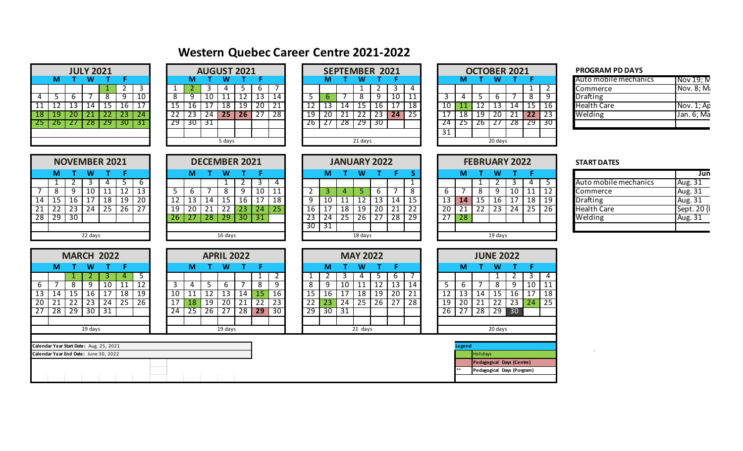# Western Quebec Career Centre 2021-2022

## JULY 2021

| M | T | W | T | F | | |
|---|---|---|---|---|---|---|
| | | | 1 | 2 | 3 | |
| 4 | 5 | 6 | 7 | 8 | 9 | 10 |
| 11 | 12 | 13 | 14 | 15 | 16 | 17 |
| 18 | 19 | 20 | 21 | 22 | 23 | 24 |
| 25 | 26 | 27 | 28 | 29 | 30 | 31 |

## AUGUST 2021

| M | T | W | T | F | | |
|---|---|---|---|---|---|---|
| 1 | 2 | 3 | 4 | 5 | 6 | 7 |
| 8 | 9 | 10 | 11 | 12 | 13 | 14 |
| 15 | 16 | 17 | 18 | 19 | 20 | 21 |
| 22 | 23 | 24 | 25 | 26 | 27 | 28 |
| 29 | 30 | 31 | | | | |

5 days

## SEPTEMBER 2021

| M | T | W | T | F | | |
|---|---|---|---|---|---|---|
| | | | 1 | 2 | 3 | 4 |
| 5 | 6 | 7 | 8 | 9 | 10 | 11 |
| 12 | 13 | 14 | 15 | 16 | 17 | 18 |
| 19 | 20 | 21 | 22 | 23 | 24 | 25 |
| 26 | 27 | 28 | 29 | 30 | | |

21 days

## OCTOBER 2021

| M | T | W | T | F | | |
|---|---|---|---|---|---|---|
| | | | | | 1 | 2 |
| 3 | 4 | 5 | 6 | 7 | 8 | 9 |
| 10 | 11 | 12 | 13 | 14 | 15 | 16 |
| 17 | 18 | 19 | 20 | 21 | 22 | 23 |
| 24 | 25 | 26 | 27 | 28 | 29 | 30 |
| 31 | | | | | | |

20 days

## NOVEMBER 2021

| M | T | W | T | F | | |
|---|---|---|---|---|---|---|
| | 1 | 2 | 3 | 4 | 5 | 6 |
| 7 | 8 | 9 | 10 | 11 | 12 | 13 |
| 14 | 15 | 16 | 17 | 18 | 19 | 20 |
| 21 | 22 | 23 | 24 | 25 | 26 | 27 |
| 28 | 29 | 30 | | | | |

22 days

## DECEMBER 2021

| M | T | W | T | F | | |
|---|---|---|---|---|---|---|
| | | | 1 | 2 | 3 | 4 |
| 5 | 6 | 7 | 8 | 9 | 10 | 11 |
| 12 | 13 | 14 | 15 | 16 | 17 | 18 |
| 19 | 20 | 21 | 22 | 23 | 24 | 25 |
| 26 | 27 | 28 | 29 | 30 | 31 | |

16 days

## JANUARY 2022

| M | T | W | T | F | S | |
|---|---|---|---|---|---|---|
| | | | | | | 1 |
| 2 | 3 | 4 | 5 | 6 | 7 | 8 |
| 9 | 10 | 11 | 12 | 13 | 14 | 15 |
| 16 | 17 | 18 | 19 | 20 | 21 | 22 |
| 23 | 24 | 25 | 26 | 27 | 28 | 29 |
| 30 | 31 | | | | | |

18 days

## FEBRUARY 2022

| M | T | W | T | F | | |
|---|---|---|---|---|---|---|
| | | 1 | 2 | 3 | 4 | 5 |
| 6 | 7 | 8 | 9 | 10 | 11 | 12 |
| 13 | 14 | 15 | 16 | 17 | 18 | 19 |
| 20 | 21 | 22 | 23 | 24 | 25 | 26 |
| 27 | 28 | | | | | |

19 days

## MARCH 2022

| M | T | W | T | F | | |
|---|---|---|---|---|---|---|
| | | 1 | 2 | 3 | 4 | 5 |
| 6 | 7 | 8 | 9 | 10 | 11 | 12 |
| 13 | 14 | 15 | 16 | 17 | 18 | 19 |
| 20 | 21 | 22 | 23 | 24 | 25 | 26 |
| 27 | 28 | 29 | 30 | 31 | | |

19 days

## APRIL 2022

| M | T | W | T | F | | |
|---|---|---|---|---|---|---|
| | | | | | 1 | 2 |
| 3 | 4 | 5 | 6 | 7 | 8 | 9 |
| 10 | 11 | 12 | 13 | 14 | 15 | 16 |
| 17 | 18 | 19 | 20 | 21 | 22 | 23 |
| 24 | 25 | 26 | 27 | 28 | 29 | 30 |

19 days

## MAY 2022

| M | T | W | T | F | | |
|---|---|---|---|---|---|---|
| 1 | 2 | 3 | 4 | 5 | 6 | 7 |
| 8 | 9 | 10 | 11 | 12 | 13 | 14 |
| 15 | 16 | 17 | 18 | 19 | 20 | 21 |
| 22 | 23 | 24 | 25 | 26 | 27 | 28 |
| 29 | 30 | 31 | | | | |

21 days

## JUNE 2022

| M | T | W | T | F | | |
|---|---|---|---|---|---|---|
| | | | 1 | 2 | 3 | 4 |
| 5 | 6 | 7 | 8 | 9 | 10 | 11 |
| 12 | 13 | 14 | 15 | 16 | 17 | 18 |
| 19 | 20 | 21 | 22 | 23 | 24 | 25 |
| 26 | 27 | 28 | 29 | 30 | | |

20 days

**Calendar Year Start Date:** Aug. 25, 2021
**Calendar Year End Date:** June 30, 2022

**Legend**

- Holidays
- Pedagogical Days (Centre)
- ** Pedagogical Days (Porgram)

### PROGRAM PD DAYS

| | |
|---|---|
| Automobile mechanics | Nov 19; M |
| Commerce | Nov. 8; Ma |
| Drafting | |
| Health Care | Nov. 1; Ap |
| Welding | Jan. 6; Ma |

### START DATES

| | Jun |
|---|---|
| Automobile mechanics | Aug. 31 |
| Commerce | Aug. 31 |
| Drafting | Aug. 31 |
| Health Care | Sept. 20 (I |
| Welding | Aug. 31 |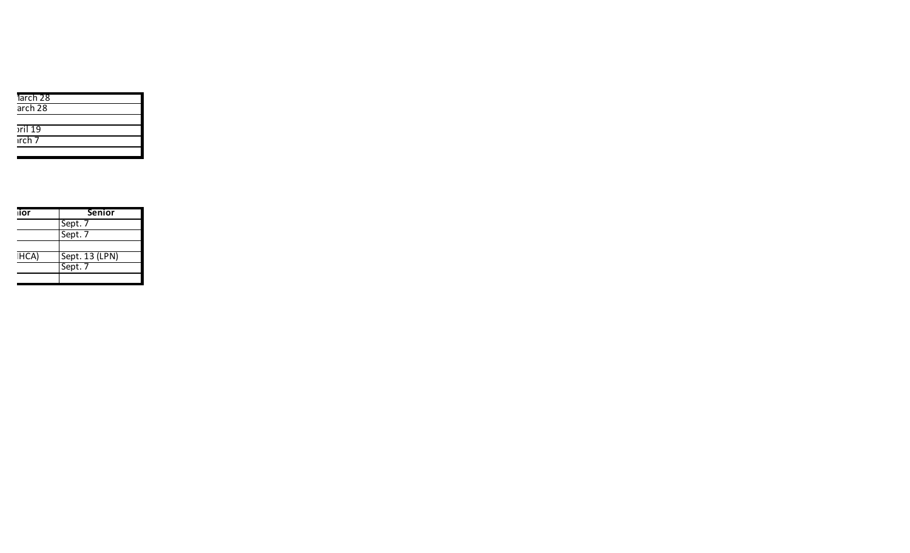| |
|---|
| larch 28 |
| arch 28 |
| |
| pril 19 |
| rch 7 |
| |

| ior | Senior |
|---|---|
| | Sept. 7 |
| | Sept. 7 |
| | |
| HCA) | Sept. 13 (LPN) |
| | Sept. 7 |
| | |